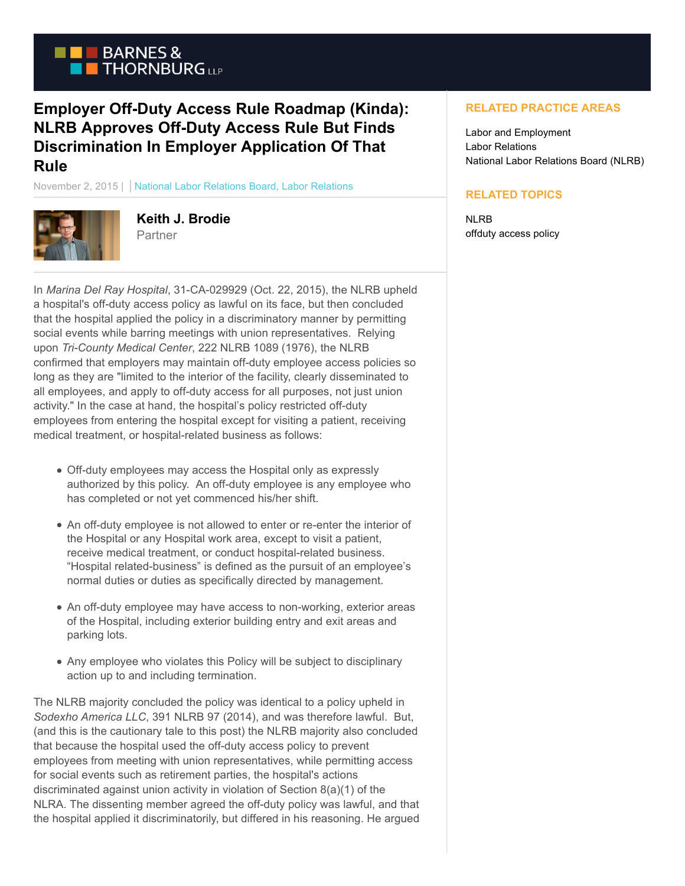# Employer Off-Duty Access Rule Roadmap (Kinda): NLRB Approves Off-Duty Access Rule But Finds Discrimination In Employer Application Of That Rule

November 2, 2015 | National Labor Relations Board, Labor Relations

**Keith J. Brodie**
Partner

In *Marina Del Ray Hospital*, 31-CA-029929 (Oct. 22, 2015), the NLRB upheld a hospital's off-duty access policy as lawful on its face, but then concluded that the hospital applied the policy in a discriminatory manner by permitting social events while barring meetings with union representatives. Relying upon *Tri-County Medical Center*, 222 NLRB 1089 (1976), the NLRB confirmed that employers may maintain off-duty employee access policies so long as they are "limited to the interior of the facility, clearly disseminated to all employees, and apply to off-duty access for all purposes, not just union activity." In the case at hand, the hospital's policy restricted off-duty employees from entering the hospital except for visiting a patient, receiving medical treatment, or hospital-related business as follows:

- Off-duty employees may access the Hospital only as expressly authorized by this policy. An off-duty employee is any employee who has completed or not yet commenced his/her shift.
- An off-duty employee is not allowed to enter or re-enter the interior of the Hospital or any Hospital work area, except to visit a patient, receive medical treatment, or conduct hospital-related business. "Hospital related-business" is defined as the pursuit of an employee's normal duties or duties as specifically directed by management.
- An off-duty employee may have access to non-working, exterior areas of the Hospital, including exterior building entry and exit areas and parking lots.
- Any employee who violates this Policy will be subject to disciplinary action up to and including termination.

The NLRB majority concluded the policy was identical to a policy upheld in *Sodexho America LLC*, 391 NLRB 97 (2014), and was therefore lawful. But, (and this is the cautionary tale to this post) the NLRB majority also concluded that because the hospital used the off-duty access policy to prevent employees from meeting with union representatives, while permitting access for social events such as retirement parties, the hospital's actions discriminated against union activity in violation of Section 8(a)(1) of the NLRA. The dissenting member agreed the off-duty policy was lawful, and that the hospital applied it discriminatorily, but differed in his reasoning. He argued

## RELATED PRACTICE AREAS

Labor and Employment
Labor Relations
National Labor Relations Board (NLRB)

## RELATED TOPICS

NLRB
offduty access policy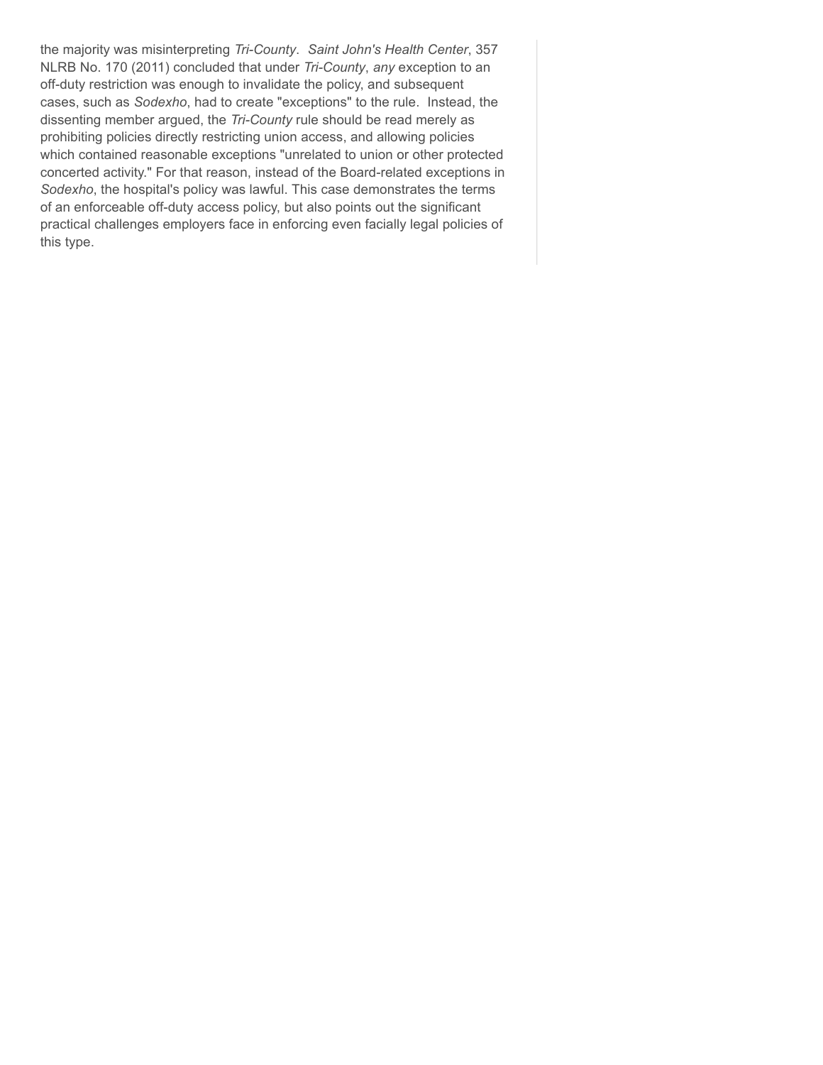the majority was misinterpreting *Tri-County*. *Saint John's Health Center*, 357 NLRB No. 170 (2011) concluded that under *Tri-County*, *any* exception to an off-duty restriction was enough to invalidate the policy, and subsequent cases, such as *Sodexho*, had to create "exceptions" to the rule. Instead, the dissenting member argued, the *Tri-County* rule should be read merely as prohibiting policies directly restricting union access, and allowing policies which contained reasonable exceptions "unrelated to union or other protected concerted activity." For that reason, instead of the Board-related exceptions in *Sodexho*, the hospital's policy was lawful. This case demonstrates the terms of an enforceable off-duty access policy, but also points out the significant practical challenges employers face in enforcing even facially legal policies of this type.